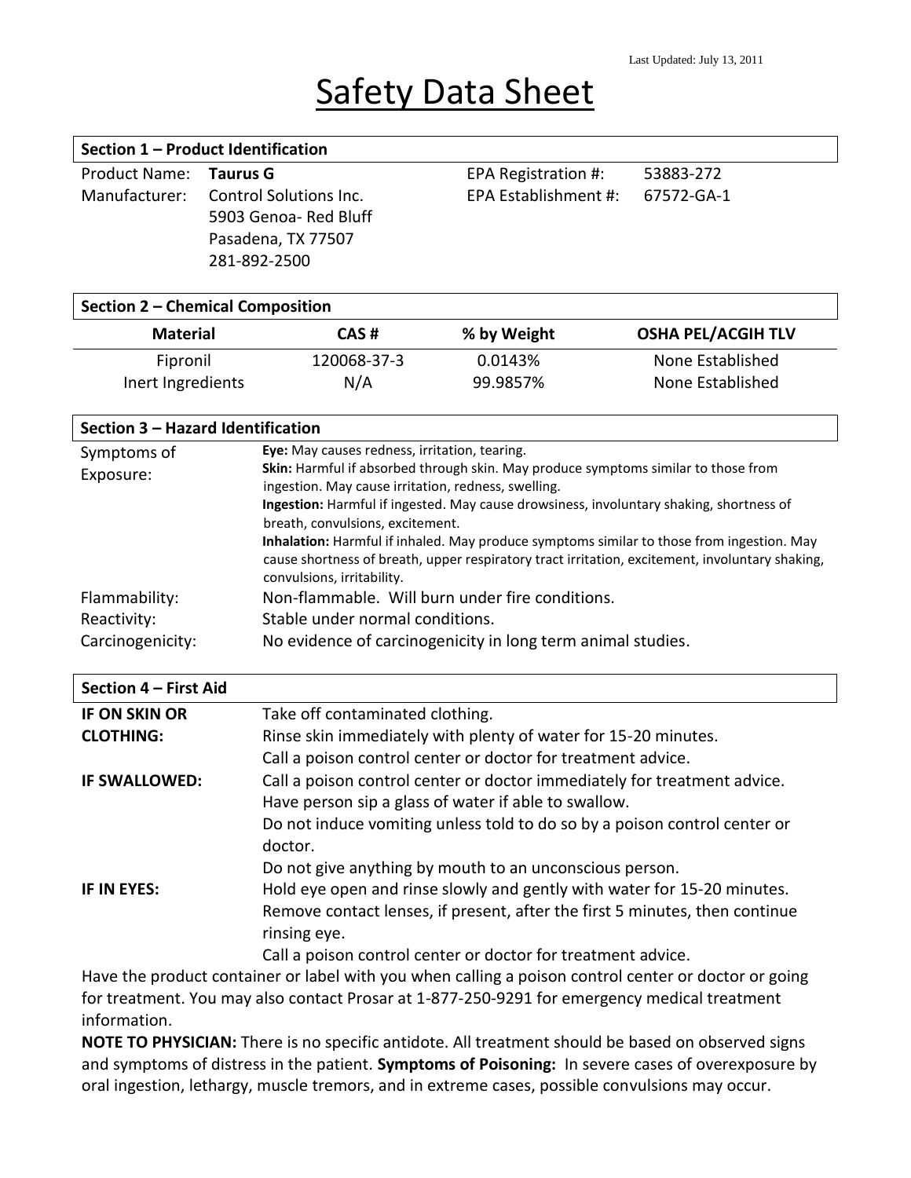Last Updated: July 13, 2011

# Safety Data Sheet

## Section 1 – Product Identification

Product Name: **Taurus G**

Manufacturer: Control Solutions Inc.
5903 Genoa- Red Bluff
Pasadena, TX 77507
281-892-2500

EPA Registration #: 53883-272

EPA Establishment #: 67572-GA-1

## Section 2 – Chemical Composition

| Material | CAS # | % by Weight | OSHA PEL/ACGIH TLV |
|---|---|---|---|
| Fipronil | 120068-37-3 | 0.0143% | None Established |
| Inert Ingredients | N/A | 99.9857% | None Established |

## Section 3 – Hazard Identification

Symptoms of Exposure:

**Eye:** May causes redness, irritation, tearing.

**Skin:** Harmful if absorbed through skin. May produce symptoms similar to those from ingestion. May cause irritation, redness, swelling.

**Ingestion:** Harmful if ingested. May cause drowsiness, involuntary shaking, shortness of breath, convulsions, excitement.

**Inhalation:** Harmful if inhaled. May produce symptoms similar to those from ingestion. May cause shortness of breath, upper respiratory tract irritation, excitement, involuntary shaking, convulsions, irritability.

Flammability: Non-flammable. Will burn under fire conditions.

Reactivity: Stable under normal conditions.

Carcinogenicity: No evidence of carcinogenicity in long term animal studies.

## Section 4 – First Aid

**IF ON SKIN OR CLOTHING:**
Take off contaminated clothing.
Rinse skin immediately with plenty of water for 15-20 minutes.
Call a poison control center or doctor for treatment advice.

**IF SWALLOWED:**
Call a poison control center or doctor immediately for treatment advice.
Have person sip a glass of water if able to swallow.
Do not induce vomiting unless told to do so by a poison control center or doctor.
Do not give anything by mouth to an unconscious person.

**IF IN EYES:**
Hold eye open and rinse slowly and gently with water for 15-20 minutes.
Remove contact lenses, if present, after the first 5 minutes, then continue rinsing eye.
Call a poison control center or doctor for treatment advice.

Have the product container or label with you when calling a poison control center or doctor or going for treatment. You may also contact Prosar at 1-877-250-9291 for emergency medical treatment information.

**NOTE TO PHYSICIAN:** There is no specific antidote. All treatment should be based on observed signs and symptoms of distress in the patient. **Symptoms of Poisoning:** In severe cases of overexposure by oral ingestion, lethargy, muscle tremors, and in extreme cases, possible convulsions may occur.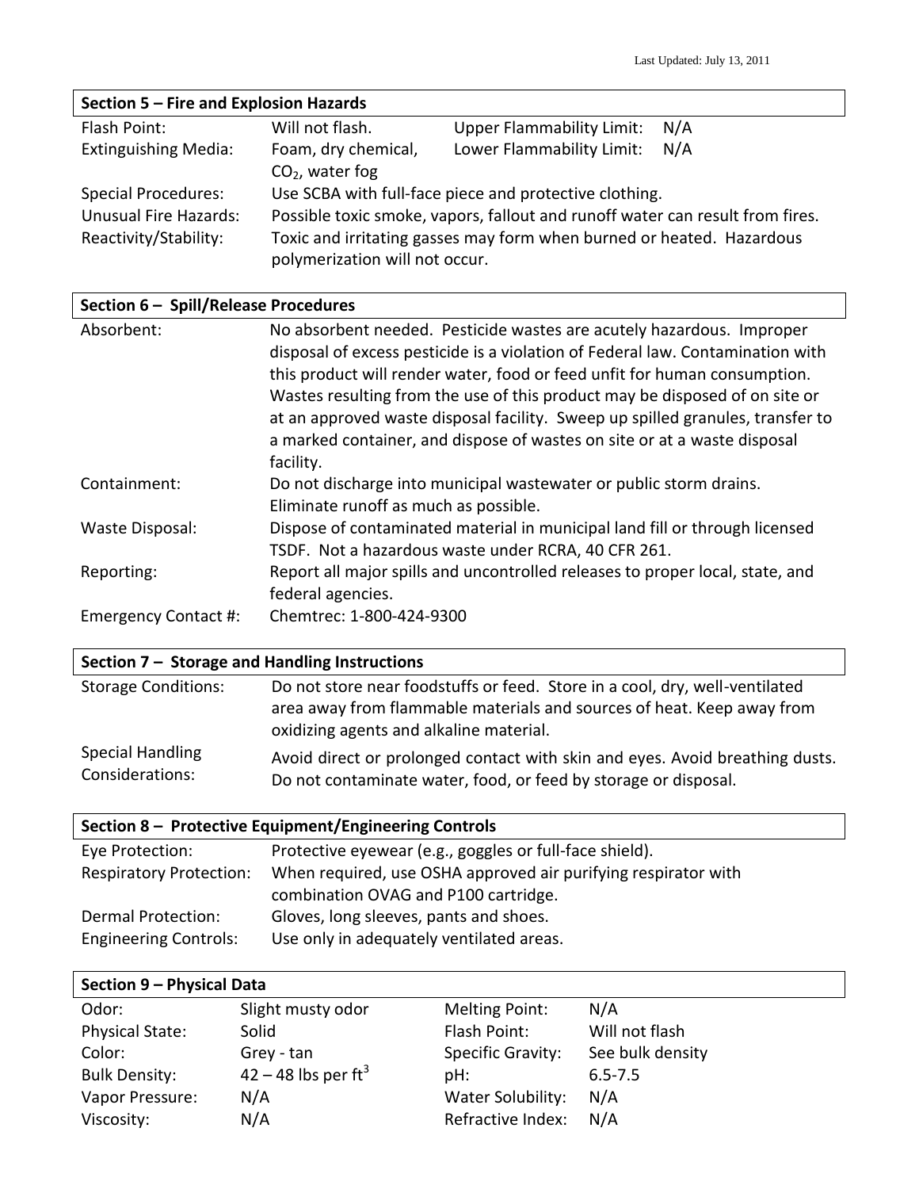Last Updated: July 13, 2011

## Section 5 – Fire and Explosion Hazards

| | | | |
|---|---|---|---|
| Flash Point: | Will not flash. | Upper Flammability Limit: | N/A |
| Extinguishing Media: | Foam, dry chemical, $CO_2$, water fog | Lower Flammability Limit: | N/A |

Special Procedures: Use SCBA with full-face piece and protective clothing.

Unusual Fire Hazards: Possible toxic smoke, vapors, fallout and runoff water can result from fires.

Reactivity/Stability: Toxic and irritating gasses may form when burned or heated. Hazardous polymerization will not occur.

## Section 6 – Spill/Release Procedures

Absorbent: No absorbent needed. Pesticide wastes are acutely hazardous. Improper disposal of excess pesticide is a violation of Federal law. Contamination with this product will render water, food or feed unfit for human consumption. Wastes resulting from the use of this product may be disposed of on site or at an approved waste disposal facility. Sweep up spilled granules, transfer to a marked container, and dispose of wastes on site or at a waste disposal facility.

Containment: Do not discharge into municipal wastewater or public storm drains. Eliminate runoff as much as possible.

Waste Disposal: Dispose of contaminated material in municipal land fill or through licensed TSDF. Not a hazardous waste under RCRA, 40 CFR 261.

Reporting: Report all major spills and uncontrolled releases to proper local, state, and federal agencies.

Emergency Contact #: Chemtrec: 1-800-424-9300

## Section 7 – Storage and Handling Instructions

Storage Conditions: Do not store near foodstuffs or feed. Store in a cool, dry, well-ventilated area away from flammable materials and sources of heat. Keep away from oxidizing agents and alkaline material.

Special Handling Considerations: Avoid direct or prolonged contact with skin and eyes. Avoid breathing dusts. Do not contaminate water, food, or feed by storage or disposal.

## Section 8 – Protective Equipment/Engineering Controls

Eye Protection: Protective eyewear (e.g., goggles or full-face shield).

Respiratory Protection: When required, use OSHA approved air purifying respirator with combination OVAG and P100 cartridge.

Dermal Protection: Gloves, long sleeves, pants and shoes.

Engineering Controls: Use only in adequately ventilated areas.

## Section 9 – Physical Data

| | | | |
|---|---|---|---|
| Odor: | Slight musty odor | Melting Point: | N/A |
| Physical State: | Solid | Flash Point: | Will not flash |
| Color: | Grey - tan | Specific Gravity: | See bulk density |
| Bulk Density: | 42 – 48 lbs per $ft^3$ | pH: | 6.5-7.5 |
| Vapor Pressure: | N/A | Water Solubility: | N/A |
| Viscosity: | N/A | Refractive Index: | N/A |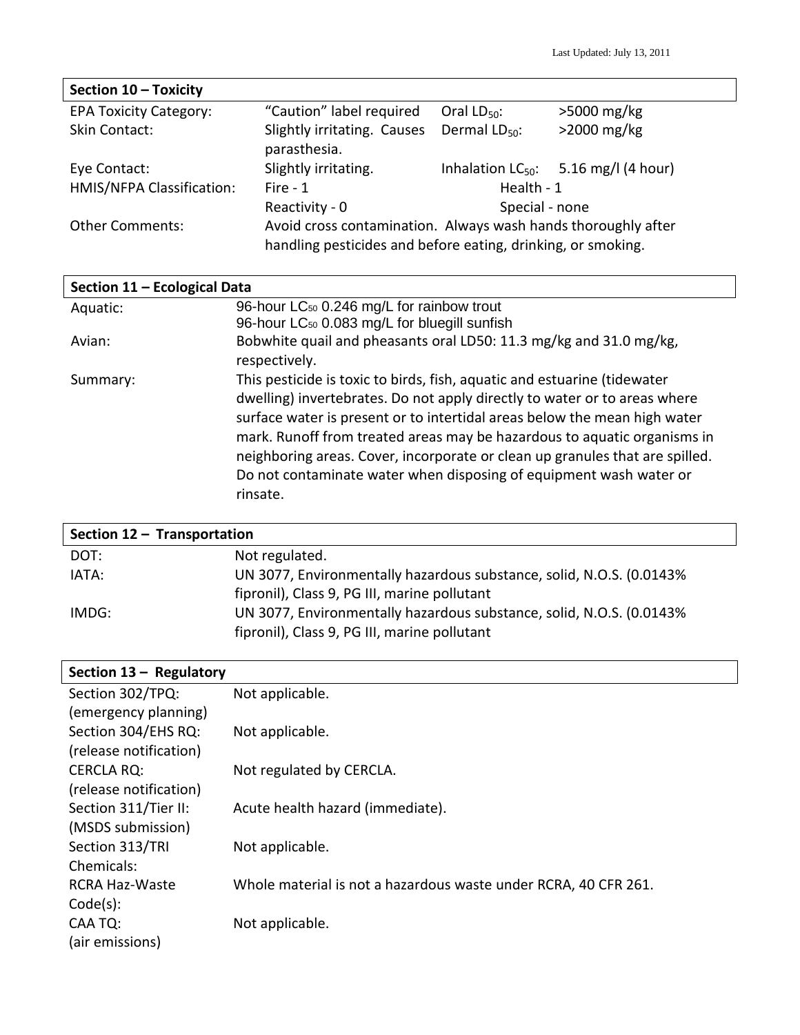## Section 10 – Toxicity

| | | | |
|---|---|---|---|
| EPA Toxicity Category: | "Caution" label required | Oral $LD_{50}$: | >5000 mg/kg |
| Skin Contact: | Slightly irritating. Causes parasthesia. | Dermal $LD_{50}$: | >2000 mg/kg |
| Eye Contact: | Slightly irritating. | Inhalation $LC_{50}$: | 5.16 mg/l (4 hour) |
| HMIS/NFPA Classification: | Fire - 1 | Health - 1 | |
| | Reactivity - 0 | Special - none | |
| Other Comments: | Avoid cross contamination. Always wash hands thoroughly after handling pesticides and before eating, drinking, or smoking. | | |

## Section 11 – Ecological Data

| | |
|---|---|
| Aquatic: | 96-hour $LC_{50}$ 0.246 mg/L for rainbow trout<br>96-hour $LC_{50}$ 0.083 mg/L for bluegill sunfish |
| Avian: | Bobwhite quail and pheasants oral LD50: 11.3 mg/kg and 31.0 mg/kg, respectively. |
| Summary: | This pesticide is toxic to birds, fish, aquatic and estuarine (tidewater dwelling) invertebrates. Do not apply directly to water or to areas where surface water is present or to intertidal areas below the mean high water mark. Runoff from treated areas may be hazardous to aquatic organisms in neighboring areas. Cover, incorporate or clean up granules that are spilled. Do not contaminate water when disposing of equipment wash water or rinsate. |

## Section 12 – Transportation

| | |
|---|---|
| DOT: | Not regulated. |
| IATA: | UN 3077, Environmentally hazardous substance, solid, N.O.S. (0.0143% fipronil), Class 9, PG III, marine pollutant |
| IMDG: | UN 3077, Environmentally hazardous substance, solid, N.O.S. (0.0143% fipronil), Class 9, PG III, marine pollutant |

## Section 13 – Regulatory

| | |
|---|---|
| Section 302/TPQ: (emergency planning) | Not applicable. |
| Section 304/EHS RQ: (release notification) | Not applicable. |
| CERCLA RQ: (release notification) | Not regulated by CERCLA. |
| Section 311/Tier II: (MSDS submission) | Acute health hazard (immediate). |
| Section 313/TRI Chemicals: | Not applicable. |
| RCRA Haz-Waste Code(s): | Whole material is not a hazardous waste under RCRA, 40 CFR 261. |
| CAA TQ: (air emissions) | Not applicable. |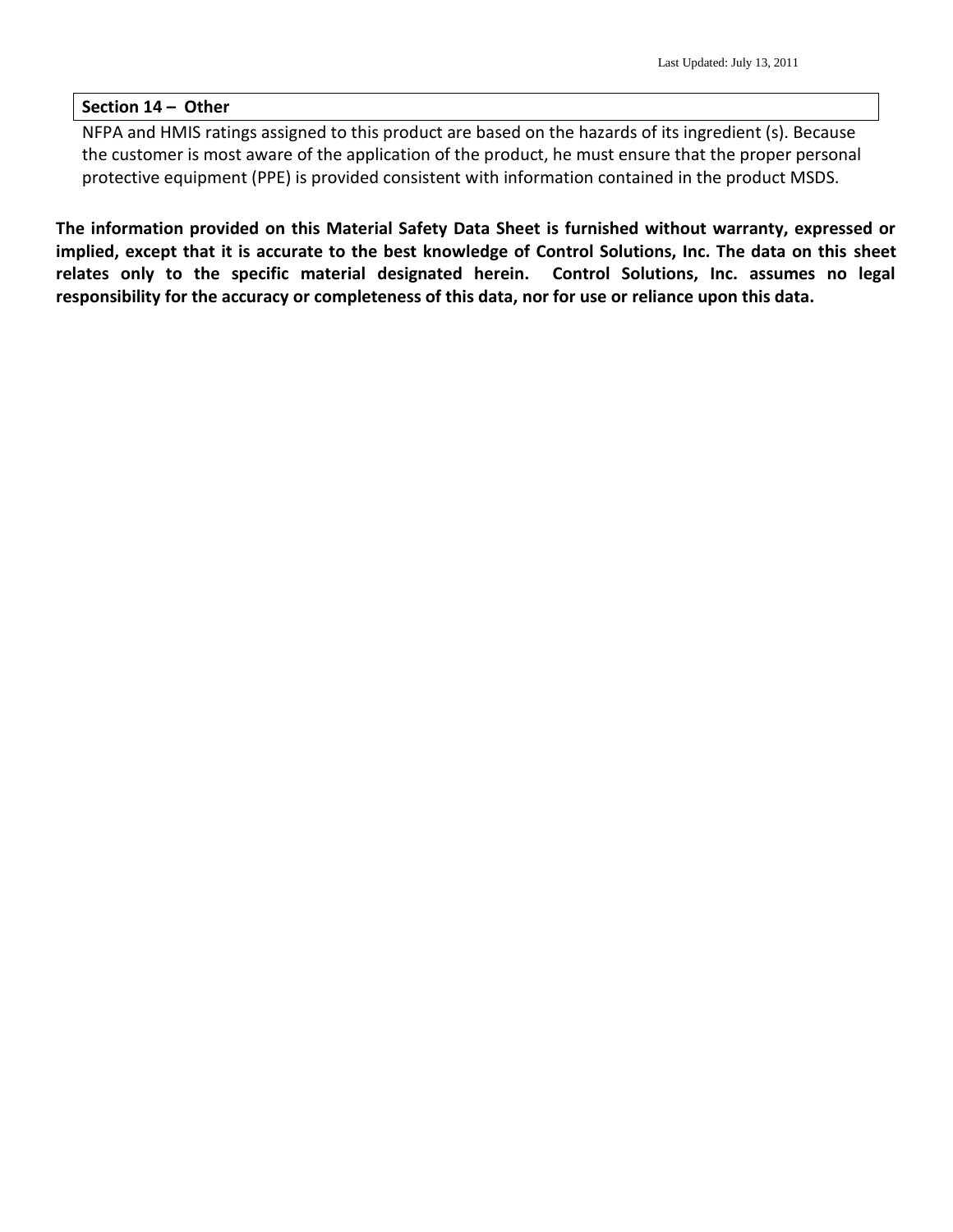## Section 14 – Other

NFPA and HMIS ratings assigned to this product are based on the hazards of its ingredient (s). Because the customer is most aware of the application of the product, he must ensure that the proper personal protective equipment (PPE) is provided consistent with information contained in the product MSDS.

**The information provided on this Material Safety Data Sheet is furnished without warranty, expressed or implied, except that it is accurate to the best knowledge of Control Solutions, Inc. The data on this sheet relates only to the specific material designated herein. Control Solutions, Inc. assumes no legal responsibility for the accuracy or completeness of this data, nor for use or reliance upon this data.**